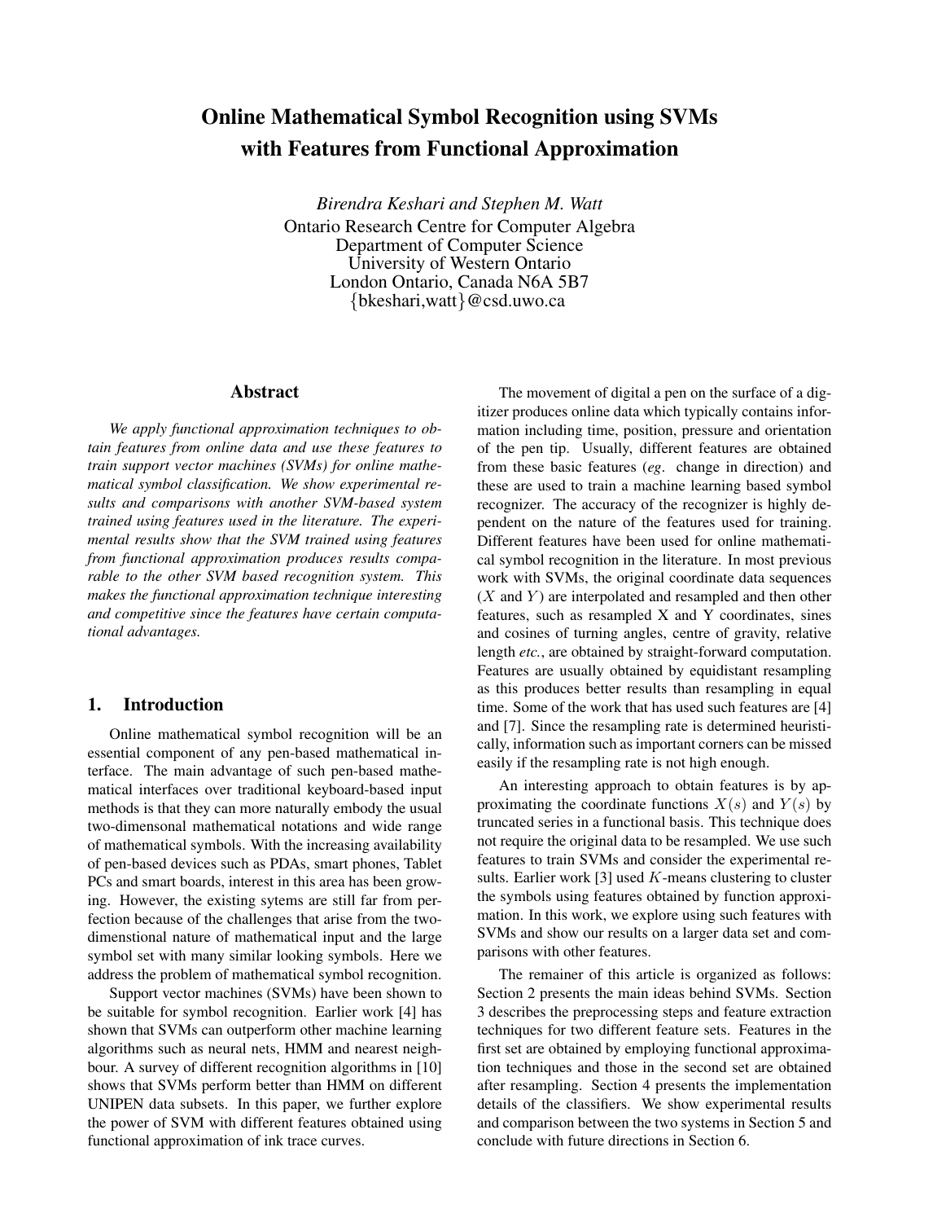# Online Mathematical Symbol Recognition using SVMs with Features from Functional Approximation

*Birendra Keshari and Stephen M. Watt*

Ontario Research Centre for Computer Algebra
Department of Computer Science
University of Western Ontario
London Ontario, Canada N6A 5B7
{bkeshari,watt}@csd.uwo.ca

## Abstract

*We apply functional approximation techniques to obtain features from online data and use these features to train support vector machines (SVMs) for online mathematical symbol classification. We show experimental results and comparisons with another SVM-based system trained using features used in the literature. The experimental results show that the SVM trained using features from functional approximation produces results comparable to the other SVM based recognition system. This makes the functional approximation technique interesting and competitive since the features have certain computational advantages.*

## 1. Introduction

Online mathematical symbol recognition will be an essential component of any pen-based mathematical interface. The main advantage of such pen-based mathematical interfaces over traditional keyboard-based input methods is that they can more naturally embody the usual two-dimensonal mathematical notations and wide range of mathematical symbols. With the increasing availability of pen-based devices such as PDAs, smart phones, Tablet PCs and smart boards, interest in this area has been growing. However, the existing sytems are still far from perfection because of the challenges that arise from the two-dimenstional nature of mathematical input and the large symbol set with many similar looking symbols. Here we address the problem of mathematical symbol recognition.

Support vector machines (SVMs) have been shown to be suitable for symbol recognition. Earlier work [4] has shown that SVMs can outperform other machine learning algorithms such as neural nets, HMM and nearest neighbour. A survey of different recognition algorithms in [10] shows that SVMs perform better than HMM on different UNIPEN data subsets. In this paper, we further explore the power of SVM with different features obtained using functional approximation of ink trace curves.

The movement of digital a pen on the surface of a digitizer produces online data which typically contains information including time, position, pressure and orientation of the pen tip. Usually, different features are obtained from these basic features (*eg*. change in direction) and these are used to train a machine learning based symbol recognizer. The accuracy of the recognizer is highly dependent on the nature of the features used for training. Different features have been used for online mathematical symbol recognition in the literature. In most previous work with SVMs, the original coordinate data sequences ($X$ and $Y$) are interpolated and resampled and then other features, such as resampled X and Y coordinates, sines and cosines of turning angles, centre of gravity, relative length *etc.*, are obtained by straight-forward computation. Features are usually obtained by equidistant resampling as this produces better results than resampling in equal time. Some of the work that has used such features are [4] and [7]. Since the resampling rate is determined heuristically, information such as important corners can be missed easily if the resampling rate is not high enough.

An interesting approach to obtain features is by approximating the coordinate functions $X(s)$ and $Y(s)$ by truncated series in a functional basis. This technique does not require the original data to be resampled. We use such features to train SVMs and consider the experimental results. Earlier work [3] used $K$-means clustering to cluster the symbols using features obtained by function approximation. In this work, we explore using such features with SVMs and show our results on a larger data set and comparisons with other features.

The remainer of this article is organized as follows: Section 2 presents the main ideas behind SVMs. Section 3 describes the preprocessing steps and feature extraction techniques for two different feature sets. Features in the first set are obtained by employing functional approximation techniques and those in the second set are obtained after resampling. Section 4 presents the implementation details of the classifiers. We show experimental results and comparison between the two systems in Section 5 and conclude with future directions in Section 6.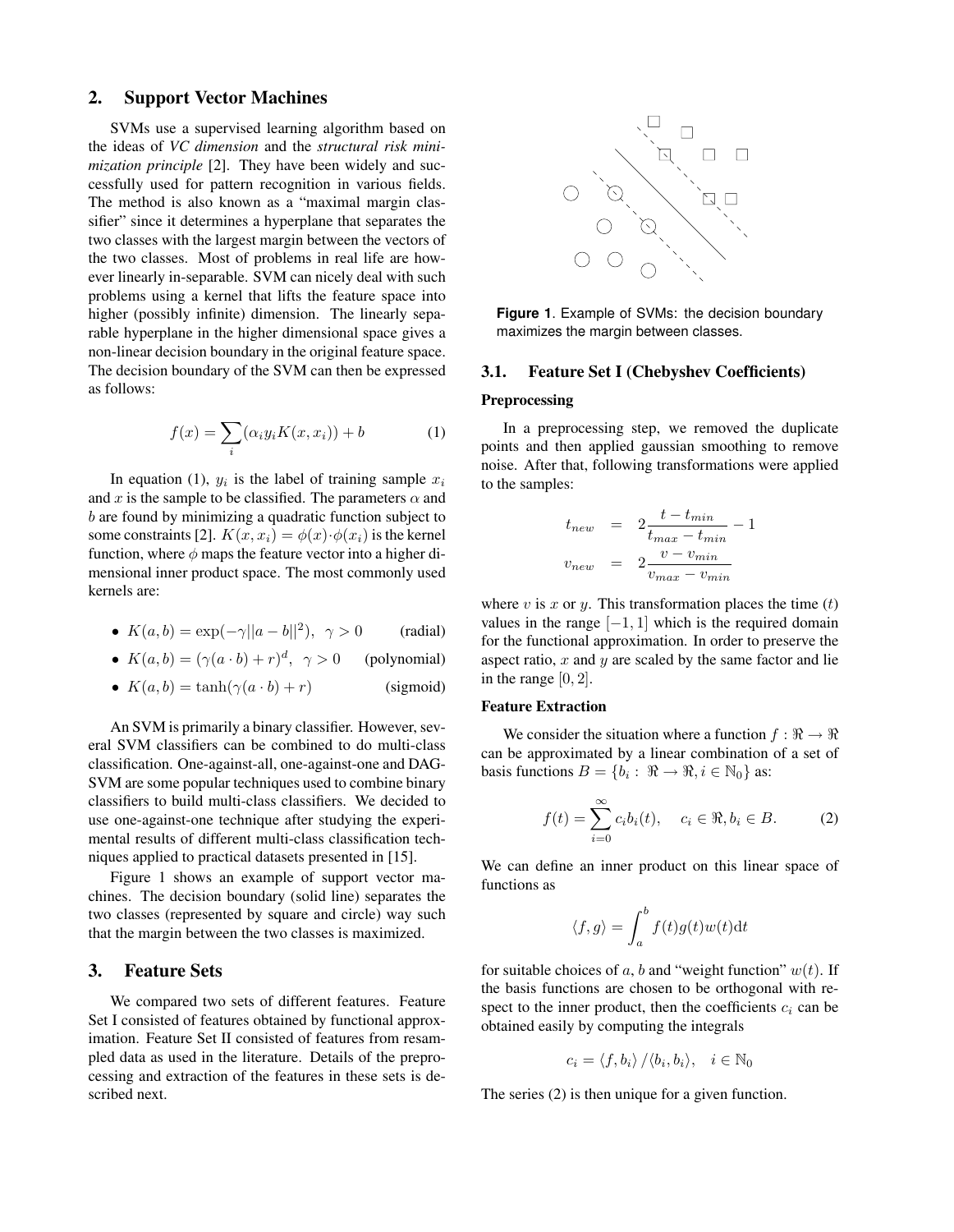## 2. Support Vector Machines

SVMs use a supervised learning algorithm based on the ideas of *VC dimension* and the *structural risk minimization principle* [2]. They have been widely and successfully used for pattern recognition in various fields. The method is also known as a "maximal margin classifier" since it determines a hyperplane that separates the two classes with the largest margin between the vectors of the two classes. Most of problems in real life are however linearly in-separable. SVM can nicely deal with such problems using a kernel that lifts the feature space into higher (possibly infinite) dimension. The linearly separable hyperplane in the higher dimensional space gives a non-linear decision boundary in the original feature space. The decision boundary of the SVM can then be expressed as follows:

$$f(x) = \sum_i (\alpha_i y_i K(x, x_i)) + b \tag{1}$$

In equation (1), $y_i$ is the label of training sample $x_i$ and $x$ is the sample to be classified. The parameters $\alpha$ and $b$ are found by minimizing a quadratic function subject to some constraints [2]. $K(x, x_i) = \phi(x) \cdot \phi(x_i)$ is the kernel function, where $\phi$ maps the feature vector into a higher dimensional inner product space. The most commonly used kernels are:

- $K(a, b) = \exp(-\gamma ||a - b||^2), \;\; \gamma > 0$ (radial)
- $K(a, b) = (\gamma(a \cdot b) + r)^d, \;\; \gamma > 0$ (polynomial)
- $K(a, b) = \tanh(\gamma(a \cdot b) + r)$ (sigmoid)

An SVM is primarily a binary classifier. However, several SVM classifiers can be combined to do multi-class classification. One-against-all, one-against-one and DAG-SVM are some popular techniques used to combine binary classifiers to build multi-class classifiers. We decided to use one-against-one technique after studying the experimental results of different multi-class classification techniques applied to practical datasets presented in [15].

Figure 1 shows an example of support vector machines. The decision boundary (solid line) separates the two classes (represented by square and circle) way such that the margin between the two classes is maximized.

**Figure 1**. Example of SVMs: the decision boundary maximizes the margin between classes.

## 3. Feature Sets

We compared two sets of different features. Feature Set I consisted of features obtained by functional approximation. Feature Set II consisted of features from resampled data as used in the literature. Details of the preprocessing and extraction of the features in these sets is described next.

### 3.1. Feature Set I (Chebyshev Coefficients)

#### Preprocessing

In a preprocessing step, we removed the duplicate points and then applied gaussian smoothing to remove noise. After that, following transformations were applied to the samples:

$$
\begin{aligned}
t_{new} &= 2\frac{t - t_{min}}{t_{max} - t_{min}} - 1 \\
v_{new} &= 2\frac{v - v_{min}}{v_{max} - v_{min}}
\end{aligned}
$$

where $v$ is $x$ or $y$. This transformation places the time ($t$) values in the range $[-1, 1]$ which is the required domain for the functional approximation. In order to preserve the aspect ratio, $x$ and $y$ are scaled by the same factor and lie in the range $[0, 2]$.

#### Feature Extraction

We consider the situation where a function $f : \Re \rightarrow \Re$ can be approximated by a linear combination of a set of basis functions $B = \{b_i : \Re \rightarrow \Re, i \in \mathbb{N}_0\}$ as:

$$f(t) = \sum_{i=0}^{\infty} c_i b_i(t), \quad c_i \in \Re, b_i \in B. \tag{2}$$

We can define an inner product on this linear space of functions as

$$\langle f, g \rangle = \int_a^b f(t) g(t) w(t) \mathrm{d}t$$

for suitable choices of $a$, $b$ and "weight function" $w(t)$. If the basis functions are chosen to be orthogonal with respect to the inner product, then the coefficients $c_i$ can be obtained easily by computing the integrals

$$c_i = \langle f, b_i \rangle / \langle b_i, b_i \rangle, \quad i \in \mathbb{N}_0$$

The series (2) is then unique for a given function.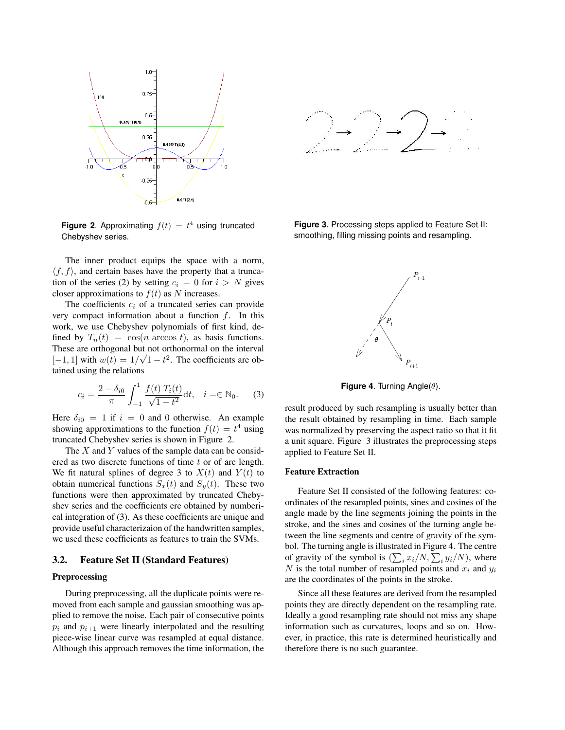**Figure 2**. Approximating $f(t) = t^4$ using truncated Chebyshev series.

**Figure 3**. Processing steps applied to Feature Set II: smoothing, filling missing points and resampling.

The inner product equips the space with a norm, $\langle f, f \rangle$, and certain bases have the property that a truncation of the series (2) by setting $c_i = 0$ for $i > N$ gives closer approximations to $f(t)$ as $N$ increases.

The coefficients $c_i$ of a truncated series can provide very compact information about a function $f$. In this work, we use Chebyshev polynomials of first kind, defined by $T_n(t) = \cos(n \arccos t)$, as basis functions. These are orthogonal but not orthonormal on the interval $[-1, 1]$ with $w(t) = 1/\sqrt{1-t^2}$. The coefficients are obtained using the relations

$$c_i = \frac{2 - \delta_{i0}}{\pi} \int_{-1}^{1} \frac{f(t)\, T_i(t)}{\sqrt{1-t^2}} \mathrm{d}t, \quad i = \in \mathbb{N}_0. \qquad (3)$$

Here $\delta_{i0} = 1$ if $i = 0$ and 0 otherwise. An example showing approximations to the function $f(t) = t^4$ using truncated Chebyshev series is shown in Figure 2.

The $X$ and $Y$ values of the sample data can be considered as two discrete functions of time $t$ or of arc length. We fit natural splines of degree 3 to $X(t)$ and $Y(t)$ to obtain numerical functions $S_x(t)$ and $S_y(t)$. These two functions were then approximated by truncated Chebyshev series and the coefficients ere obtained by numberical integration of (3). As these coefficients are unique and provide useful characterizaion of the handwritten samples, we used these coefficients as features to train the SVMs.

### 3.2. Feature Set II (Standard Features)

#### Preprocessing

During preprocessing, all the duplicate points were removed from each sample and gaussian smoothing was applied to remove the noise. Each pair of consecutive points $p_i$ and $p_{i+1}$ were linearly interpolated and the resulting piece-wise linear curve was resampled at equal distance. Although this approach removes the time information, the result produced by such resampling is usually better than the result obtained by resampling in time. Each sample was normalized by preserving the aspect ratio so that it fit a unit square. Figure 3 illustrates the preprocessing steps applied to Feature Set II.

**Figure 4**. Turning Angle($\theta$).

#### Feature Extraction

Feature Set II consisted of the following features: coordinates of the resampled points, sines and cosines of the angle made by the line segments joining the points in the stroke, and the sines and cosines of the turning angle between the line segments and centre of gravity of the symbol. The turning angle is illustrated in Figure 4. The centre of gravity of the symbol is $(\sum_i x_i/N, \sum_i y_i/N)$, where $N$ is the total number of resampled points and $x_i$ and $y_i$ are the coordinates of the points in the stroke.

Since all these features are derived from the resampled points they are directly dependent on the resampling rate. Ideally a good resampling rate should not miss any shape information such as curvatures, loops and so on. However, in practice, this rate is determined heuristically and therefore there is no such guarantee.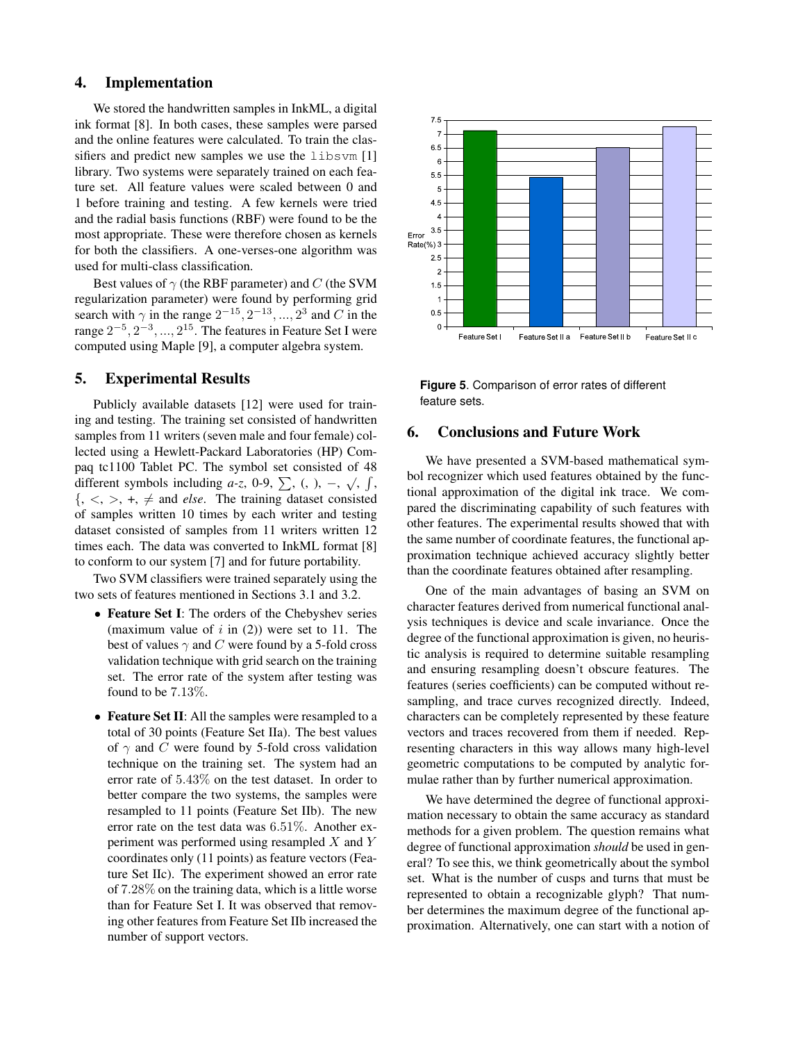## 4. Implementation

We stored the handwritten samples in InkML, a digital ink format [8]. In both cases, these samples were parsed and the online features were calculated. To train the classifiers and predict new samples we use the `libsvm` [1] library. Two systems were separately trained on each feature set. All feature values were scaled between 0 and 1 before training and testing. A few kernels were tried and the radial basis functions (RBF) were found to be the most appropriate. These were therefore chosen as kernels for both the classifiers. A one-verses-one algorithm was used for multi-class classification.

Best values of $\gamma$ (the RBF parameter) and $C$ (the SVM regularization parameter) were found by performing grid search with $\gamma$ in the range $2^{-15}, 2^{-13}, ..., 2^{3}$ and $C$ in the range $2^{-5}, 2^{-3}, ..., 2^{15}$. The features in Feature Set I were computed using Maple [9], a computer algebra system.

## 5. Experimental Results

Publicly available datasets [12] were used for training and testing. The training set consisted of handwritten samples from 11 writers (seven male and four female) collected using a Hewlett-Packard Laboratories (HP) Compaq tc1100 Tablet PC. The symbol set consisted of 48 different symbols including *a-z*, 0-9, $\sum$, (, ), $-$, $\sqrt{}$, $\int$, {, $<$, $>$, +, $\neq$ and *else*. The training dataset consisted of samples written 10 times by each writer and testing dataset consisted of samples from 11 writers written 12 times each. The data was converted to InkML format [8] to conform to our system [7] and for future portability.

Two SVM classifiers were trained separately using the two sets of features mentioned in Sections 3.1 and 3.2.

- **Feature Set I**: The orders of the Chebyshev series (maximum value of $i$ in (2)) were set to 11. The best of values $\gamma$ and $C$ were found by a 5-fold cross validation technique with grid search on the training set. The error rate of the system after testing was found to be $7.13\%$.
- **Feature Set II**: All the samples were resampled to a total of 30 points (Feature Set IIa). The best values of $\gamma$ and $C$ were found by 5-fold cross validation technique on the training set. The system had an error rate of $5.43\%$ on the test dataset. In order to better compare the two systems, the samples were resampled to 11 points (Feature Set IIb). The new error rate on the test data was $6.51\%$. Another experiment was performed using resampled $X$ and $Y$ coordinates only (11 points) as feature vectors (Feature Set IIc). The experiment showed an error rate of $7.28\%$ on the training data, which is a little worse than for Feature Set I. It was observed that removing other features from Feature Set IIb increased the number of support vectors.

**Figure 5**. Comparison of error rates of different feature sets.

## 6. Conclusions and Future Work

We have presented a SVM-based mathematical symbol recognizer which used features obtained by the functional approximation of the digital ink trace. We compared the discriminating capability of such features with other features. The experimental results showed that with the same number of coordinate features, the functional approximation technique achieved accuracy slightly better than the coordinate features obtained after resampling.

One of the main advantages of basing an SVM on character features derived from numerical functional analysis techniques is device and scale invariance. Once the degree of the functional approximation is given, no heuristic analysis is required to determine suitable resampling and ensuring resampling doesn't obscure features. The features (series coefficients) can be computed without resampling, and trace curves recognized directly. Indeed, characters can be completely represented by these feature vectors and traces recovered from them if needed. Representing characters in this way allows many high-level geometric computations to be computed by analytic formulae rather than by further numerical approximation.

We have determined the degree of functional approximation necessary to obtain the same accuracy as standard methods for a given problem. The question remains what degree of functional approximation *should* be used in general? To see this, we think geometrically about the symbol set. What is the number of cusps and turns that must be represented to obtain a recognizable glyph? That number determines the maximum degree of the functional approximation. Alternatively, one can start with a notion of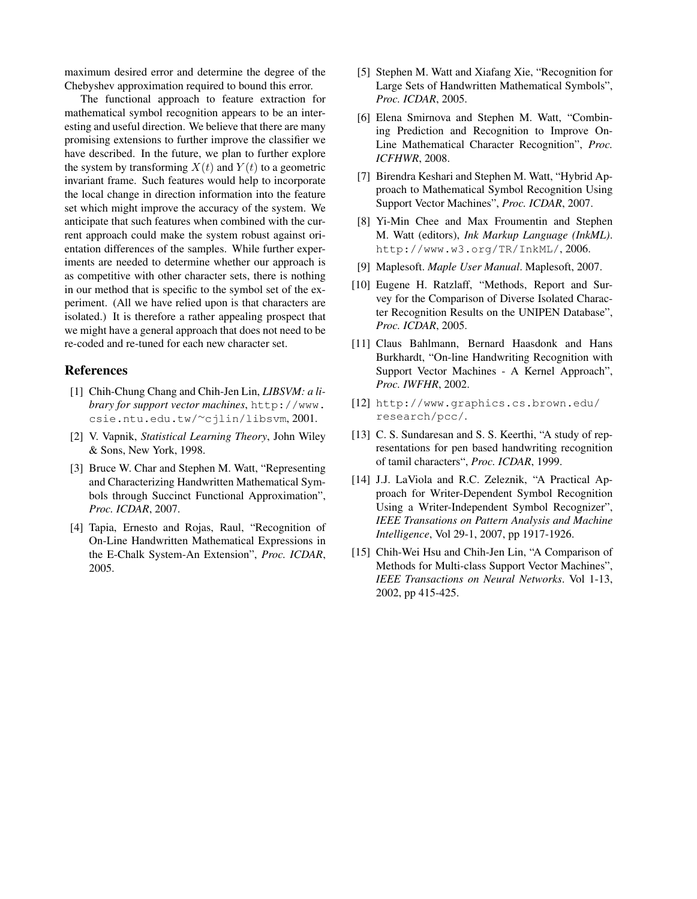maximum desired error and determine the degree of the Chebyshev approximation required to bound this error.

The functional approach to feature extraction for mathematical symbol recognition appears to be an interesting and useful direction. We believe that there are many promising extensions to further improve the classifier we have described. In the future, we plan to further explore the system by transforming $X(t)$ and $Y(t)$ to a geometric invariant frame. Such features would help to incorporate the local change in direction information into the feature set which might improve the accuracy of the system. We anticipate that such features when combined with the current approach could make the system robust against orientation differences of the samples. While further experiments are needed to determine whether our approach is as competitive with other character sets, there is nothing in our method that is specific to the symbol set of the experiment. (All we have relied upon is that characters are isolated.) It is therefore a rather appealing prospect that we might have a general approach that does not need to be re-coded and re-tuned for each new character set.

## References

[1] Chih-Chung Chang and Chih-Jen Lin, *LIBSVM: a library for support vector machines*, http://www.csie.ntu.edu.tw/~cjlin/libsvm, 2001.

[2] V. Vapnik, *Statistical Learning Theory*, John Wiley & Sons, New York, 1998.

[3] Bruce W. Char and Stephen M. Watt, "Representing and Characterizing Handwritten Mathematical Symbols through Succinct Functional Approximation", *Proc. ICDAR*, 2007.

[4] Tapia, Ernesto and Rojas, Raul, "Recognition of On-Line Handwritten Mathematical Expressions in the E-Chalk System-An Extension", *Proc. ICDAR*, 2005.

[5] Stephen M. Watt and Xiafang Xie, "Recognition for Large Sets of Handwritten Mathematical Symbols", *Proc. ICDAR*, 2005.

[6] Elena Smirnova and Stephen M. Watt, "Combining Prediction and Recognition to Improve On-Line Mathematical Character Recognition", *Proc. ICFHWR*, 2008.

[7] Birendra Keshari and Stephen M. Watt, "Hybrid Approach to Mathematical Symbol Recognition Using Support Vector Machines", *Proc. ICDAR*, 2007.

[8] Yi-Min Chee and Max Froumentin and Stephen M. Watt (editors), *Ink Markup Language (InkML)*. http://www.w3.org/TR/InkML/, 2006.

[9] Maplesoft. *Maple User Manual*. Maplesoft, 2007.

[10] Eugene H. Ratzlaff, "Methods, Report and Survey for the Comparison of Diverse Isolated Character Recognition Results on the UNIPEN Database", *Proc. ICDAR*, 2005.

[11] Claus Bahlmann, Bernard Haasdonk and Hans Burkhardt, "On-line Handwriting Recognition with Support Vector Machines - A Kernel Approach", *Proc. IWFHR*, 2002.

[12] http://www.graphics.cs.brown.edu/research/pcc/.

[13] C. S. Sundaresan and S. S. Keerthi, "A study of representations for pen based handwriting recognition of tamil characters", *Proc. ICDAR*, 1999.

[14] J.J. LaViola and R.C. Zeleznik, "A Practical Approach for Writer-Dependent Symbol Recognition Using a Writer-Independent Symbol Recognizer", *IEEE Transations on Pattern Analysis and Machine Intelligence*, Vol 29-1, 2007, pp 1917-1926.

[15] Chih-Wei Hsu and Chih-Jen Lin, "A Comparison of Methods for Multi-class Support Vector Machines", *IEEE Transactions on Neural Networks*. Vol 1-13, 2002, pp 415-425.